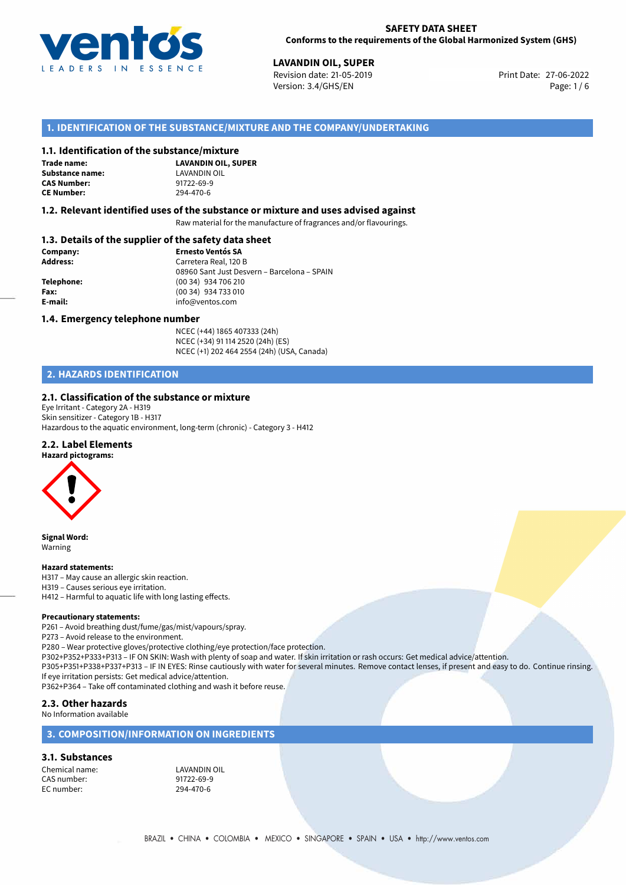**SAFETY DATA SHEET**
**Conforms to the requirements of the Global Harmonized System (GHS)**

**LAVANDIN OIL, SUPER**
Revision date: 21-05-2019
Version: 3.4/GHS/EN
Print Date: 27-06-2022

## 1. IDENTIFICATION OF THE SUBSTANCE/MIXTURE AND THE COMPANY/UNDERTAKING

### 1.1. Identification of the substance/mixture

| | |
|---|---|
| **Trade name:** | **LAVANDIN OIL, SUPER** |
| **Substance name:** | LAVANDIN OIL |
| **CAS Number:** | 91722-69-9 |
| **CE Number:** | 294-470-6 |

### 1.2. Relevant identified uses of the substance or mixture and uses advised against

Raw material for the manufacture of fragrances and/or flavourings.

### 1.3. Details of the supplier of the safety data sheet

| | |
|---|---|
| **Company:** | **Ernesto Ventós SA** |
| **Address:** | Carretera Real, 120 B<br>08960 Sant Just Desvern – Barcelona – SPAIN |
| **Telephone:** | (00 34) 934 706 210 |
| **Fax:** | (00 34) 934 733 010 |
| **E-mail:** | info@ventos.com |

### 1.4. Emergency telephone number

NCEC (+44) 1865 407333 (24h)
NCEC (+34) 91 114 2520 (24h) (ES)
NCEC (+1) 202 464 2554 (24h) (USA, Canada)

## 2. HAZARDS IDENTIFICATION

### 2.1. Classification of the substance or mixture

Eye Irritant - Category 2A - H319
Skin sensitizer - Category 1B - H317
Hazardous to the aquatic environment, long-term (chronic) - Category 3 - H412

### 2.2. Label Elements

**Hazard pictograms:**

**Signal Word:**
Warning

**Hazard statements:**
H317 – May cause an allergic skin reaction.
H319 – Causes serious eye irritation.
H412 – Harmful to aquatic life with long lasting effects.

**Precautionary statements:**
P261 – Avoid breathing dust/fume/gas/mist/vapours/spray.
P273 – Avoid release to the environment.
P280 – Wear protective gloves/protective clothing/eye protection/face protection.
P302+P352+P333+P313 – IF ON SKIN: Wash with plenty of soap and water. If skin irritation or rash occurs: Get medical advice/attention.
P305+P351+P338+P337+P313 – IF IN EYES: Rinse cautiously with water for several minutes. Remove contact lenses, if present and easy to do. Continue rinsing. If eye irritation persists: Get medical advice/attention.
P362+P364 – Take off contaminated clothing and wash it before reuse.

### 2.3. Other hazards

No Information available

## 3. COMPOSITION/INFORMATION ON INGREDIENTS

### 3.1. Substances

| | |
|---|---|
| Chemical name: | LAVANDIN OIL |
| CAS number: | 91722-69-9 |
| EC number: | 294-470-6 |

BRAZIL • CHINA • COLOMBIA • MEXICO • SINGAPORE • SPAIN • USA • http://www.ventos.com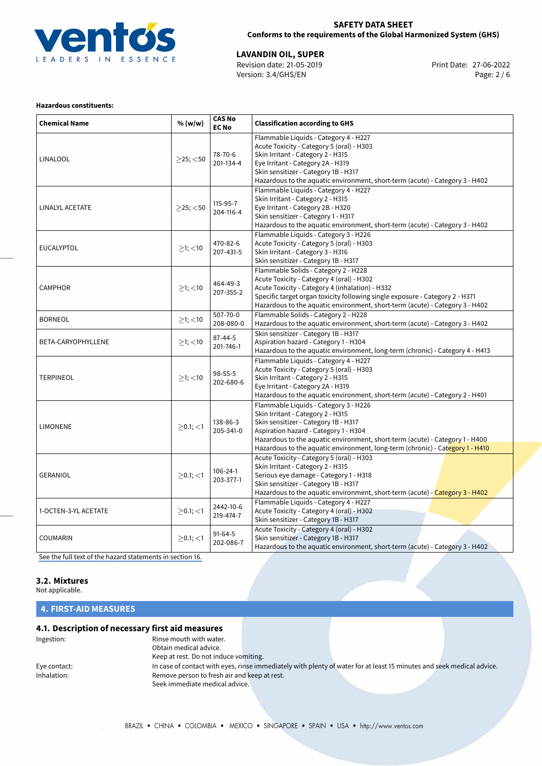#### Hazardous constituents:

| Chemical Name | % (w/w) | CAS No<br>EC No | Classification according to GHS |
|---|---|---|---|
| LINALOOL | ≥25; <50 | 78-70-6<br>201-134-4 | Flammable Liquids - Category 4 - H227<br>Acute Toxicity - Category 5 (oral) - H303<br>Skin Irritant - Category 2 - H315<br>Eye Irritant - Category 2A - H319<br>Skin sensitizer - Category 1B - H317<br>Hazardous to the aquatic environment, short-term (acute) - Category 3 - H402 |
| LINALYL ACETATE | ≥25; <50 | 115-95-7<br>204-116-4 | Flammable Liquids - Category 4 - H227<br>Skin Irritant - Category 2 - H315<br>Eye Irritant - Category 2B - H320<br>Skin sensitizer - Category 1 - H317<br>Hazardous to the aquatic environment, short-term (acute) - Category 3 - H402 |
| EUCALYPTOL | ≥1; <10 | 470-82-6<br>207-431-5 | Flammable Liquids - Category 3 - H226<br>Acute Toxicity - Category 5 (oral) - H303<br>Skin Irritant - Category 3 - H316<br>Skin sensitizer - Category 1B - H317 |
| CAMPHOR | ≥1; <10 | 464-49-3<br>207-355-2 | Flammable Solids - Category 2 - H228<br>Acute Toxicity - Category 4 (oral) - H302<br>Acute Toxicity - Category 4 (inhalation) - H332<br>Specific target organ toxicity following single exposure - Category 2 - H371<br>Hazardous to the aquatic environment, short-term (acute) - Category 3 - H402 |
| BORNEOL | ≥1; <10 | 507-70-0<br>208-080-0 | Flammable Solids - Category 2 - H228<br>Hazardous to the aquatic environment, short-term (acute) - Category 3 - H402 |
| BETA-CARYOPHYLLENE | ≥1; <10 | 87-44-5<br>201-746-1 | Skin sensitizer - Category 1B - H317<br>Aspiration hazard - Category 1 - H304<br>Hazardous to the aquatic environment, long-term (chronic) - Category 4 - H413 |
| TERPINEOL | ≥1; <10 | 98-55-5<br>202-680-6 | Flammable Liquids - Category 4 - H227<br>Acute Toxicity - Category 5 (oral) - H303<br>Skin Irritant - Category 2 - H315<br>Eye Irritant - Category 2A - H319<br>Hazardous to the aquatic environment, short-term (acute) - Category 2 - H401 |
| LIMONENE | ≥0.1; <1 | 138-86-3<br>205-341-0 | Flammable Liquids - Category 3 - H226<br>Skin Irritant - Category 2 - H315<br>Skin sensitizer - Category 1B - H317<br>Aspiration hazard - Category 1 - H304<br>Hazardous to the aquatic environment, short-term (acute) - Category 1 - H400<br>Hazardous to the aquatic environment, long-term (chronic) - Category 1 - H410 |
| GERANIOL | ≥0.1; <1 | 106-24-1<br>203-377-1 | Acute Toxicity - Category 5 (oral) - H303<br>Skin Irritant - Category 2 - H315<br>Serious eye damage - Category 1 - H318<br>Skin sensitizer - Category 1B - H317<br>Hazardous to the aquatic environment, short-term (acute) - Category 3 - H402 |
| 1-OCTEN-3-YL ACETATE | ≥0.1; <1 | 2442-10-6<br>219-474-7 | Flammable Liquids - Category 4 - H227<br>Acute Toxicity - Category 4 (oral) - H302<br>Skin sensitizer - Category 1B - H317 |
| COUMARIN | ≥0.1; <1 | 91-64-5<br>202-086-7 | Acute Toxicity - Category 4 (oral) - H302<br>Skin sensitizer - Category 1B - H317<br>Hazardous to the aquatic environment, short-term (acute) - Category 3 - H402 |

See the full text of the hazard statements in section 16.

### 3.2. Mixtures

Not applicable.

## 4. FIRST-AID MEASURES

### 4.1. Description of necessary first aid measures

Ingestion: Rinse mouth with water.
Obtain medical advice.
Keep at rest. Do not induce vomiting.

Eye contact: In case of contact with eyes, rinse immediately with plenty of water for at least 15 minutes and seek medical advice.

Inhalation: Remove person to fresh air and keep at rest.
Seek immediate medical advice.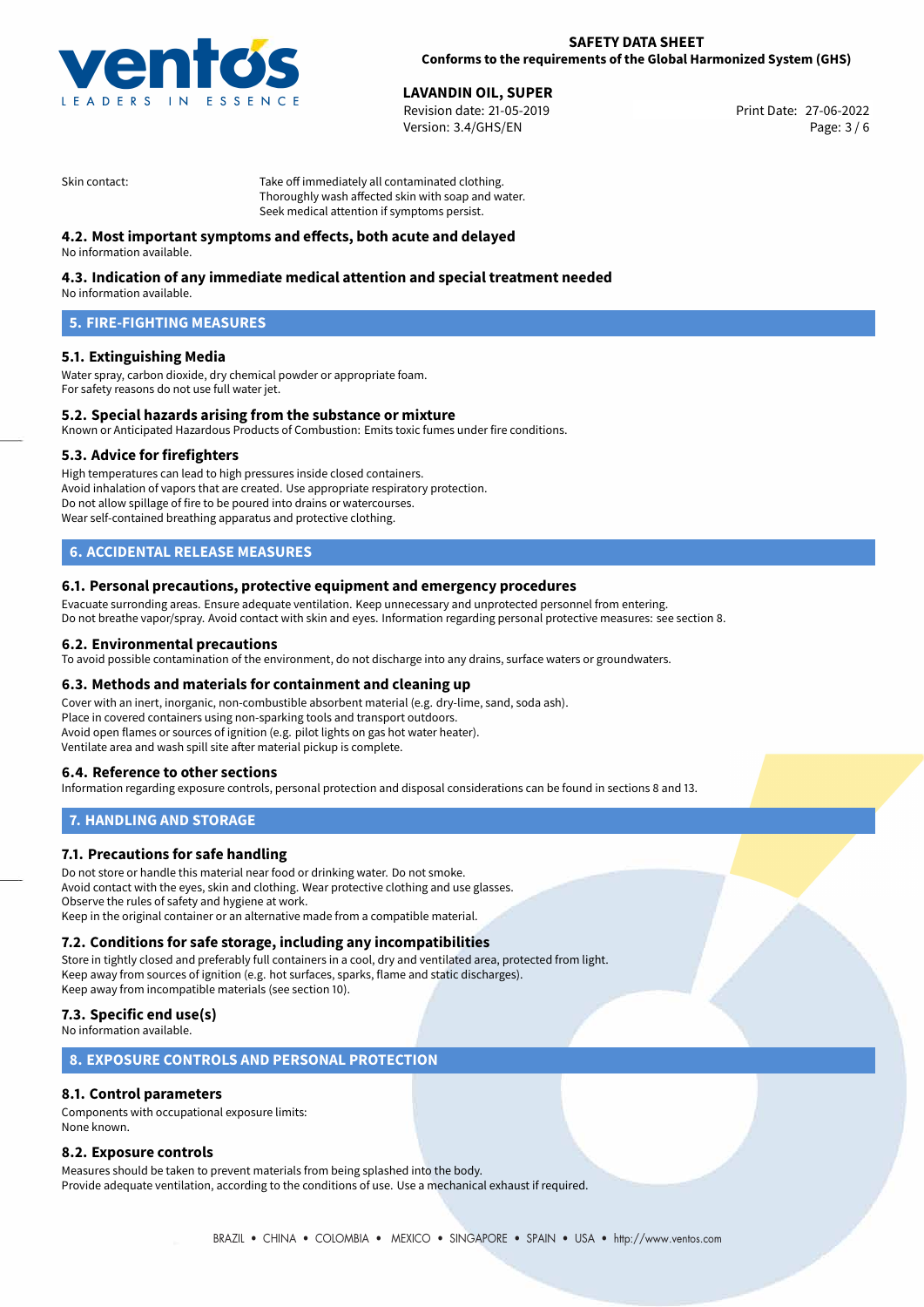Skin contact: Take off immediately all contaminated clothing.
Thoroughly wash affected skin with soap and water.
Seek medical attention if symptoms persist.

### 4.2. Most important symptoms and effects, both acute and delayed

No information available.

### 4.3. Indication of any immediate medical attention and special treatment needed

No information available.

## 5. FIRE-FIGHTING MEASURES

### 5.1. Extinguishing Media

Water spray, carbon dioxide, dry chemical powder or appropriate foam.
For safety reasons do not use full water jet.

### 5.2. Special hazards arising from the substance or mixture

Known or Anticipated Hazardous Products of Combustion: Emits toxic fumes under fire conditions.

### 5.3. Advice for firefighters

High temperatures can lead to high pressures inside closed containers.
Avoid inhalation of vapors that are created. Use appropriate respiratory protection.
Do not allow spillage of fire to be poured into drains or watercourses.
Wear self-contained breathing apparatus and protective clothing.

## 6. ACCIDENTAL RELEASE MEASURES

### 6.1. Personal precautions, protective equipment and emergency procedures

Evacuate surronding areas. Ensure adequate ventilation. Keep unnecessary and unprotected personnel from entering.
Do not breathe vapor/spray. Avoid contact with skin and eyes. Information regarding personal protective measures: see section 8.

### 6.2. Environmental precautions

To avoid possible contamination of the environment, do not discharge into any drains, surface waters or groundwaters.

### 6.3. Methods and materials for containment and cleaning up

Cover with an inert, inorganic, non-combustible absorbent material (e.g. dry-lime, sand, soda ash).
Place in covered containers using non-sparking tools and transport outdoors.
Avoid open flames or sources of ignition (e.g. pilot lights on gas hot water heater).
Ventilate area and wash spill site after material pickup is complete.

### 6.4. Reference to other sections

Information regarding exposure controls, personal protection and disposal considerations can be found in sections 8 and 13.

## 7. HANDLING AND STORAGE

### 7.1. Precautions for safe handling

Do not store or handle this material near food or drinking water. Do not smoke.
Avoid contact with the eyes, skin and clothing. Wear protective clothing and use glasses.
Observe the rules of safety and hygiene at work.
Keep in the original container or an alternative made from a compatible material.

### 7.2. Conditions for safe storage, including any incompatibilities

Store in tightly closed and preferably full containers in a cool, dry and ventilated area, protected from light.
Keep away from sources of ignition (e.g. hot surfaces, sparks, flame and static discharges).
Keep away from incompatible materials (see section 10).

### 7.3. Specific end use(s)

No information available.

## 8. EXPOSURE CONTROLS AND PERSONAL PROTECTION

### 8.1. Control parameters

Components with occupational exposure limits:
None known.

### 8.2. Exposure controls

Measures should be taken to prevent materials from being splashed into the body.
Provide adequate ventilation, according to the conditions of use. Use a mechanical exhaust if required.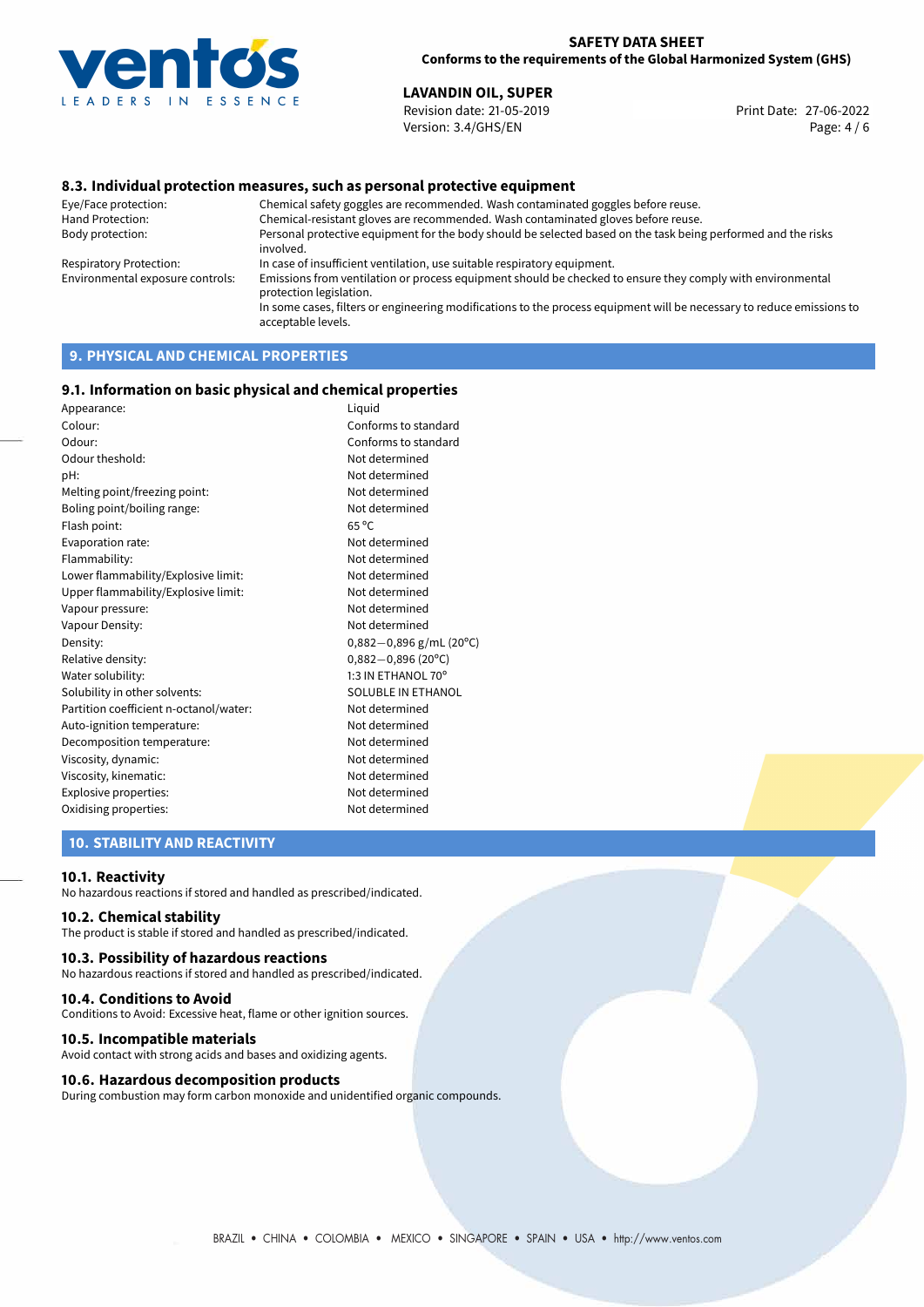### 8.3. Individual protection measures, such as personal protective equipment

| | |
|---|---|
| Eye/Face protection: | Chemical safety goggles are recommended. Wash contaminated goggles before reuse. |
| Hand Protection: | Chemical-resistant gloves are recommended. Wash contaminated gloves before reuse. |
| Body protection: | Personal protective equipment for the body should be selected based on the task being performed and the risks involved. |
| Respiratory Protection: | In case of insufficient ventilation, use suitable respiratory equipment. |
| Environmental exposure controls: | Emissions from ventilation or process equipment should be checked to ensure they comply with environmental protection legislation. In some cases, filters or engineering modifications to the process equipment will be necessary to reduce emissions to acceptable levels. |

## 9. PHYSICAL AND CHEMICAL PROPERTIES

### 9.1. Information on basic physical and chemical properties

| | |
|---|---|
| Appearance: | Liquid |
| Colour: | Conforms to standard |
| Odour: | Conforms to standard |
| Odour theshold: | Not determined |
| pH: | Not determined |
| Melting point/freezing point: | Not determined |
| Boling point/boiling range: | Not determined |
| Flash point: | 65 °C |
| Evaporation rate: | Not determined |
| Flammability: | Not determined |
| Lower flammability/Explosive limit: | Not determined |
| Upper flammability/Explosive limit: | Not determined |
| Vapour pressure: | Not determined |
| Vapour Density: | Not determined |
| Density: | 0,882—0,896 g/mL (20°C) |
| Relative density: | 0,882—0,896 (20°C) |
| Water solubility: | 1:3 IN ETHANOL 70° |
| Solubility in other solvents: | SOLUBLE IN ETHANOL |
| Partition coefficient n-octanol/water: | Not determined |
| Auto-ignition temperature: | Not determined |
| Decomposition temperature: | Not determined |
| Viscosity, dynamic: | Not determined |
| Viscosity, kinematic: | Not determined |
| Explosive properties: | Not determined |
| Oxidising properties: | Not determined |

## 10. STABILITY AND REACTIVITY

### 10.1. Reactivity

No hazardous reactions if stored and handled as prescribed/indicated.

### 10.2. Chemical stability

The product is stable if stored and handled as prescribed/indicated.

### 10.3. Possibility of hazardous reactions

No hazardous reactions if stored and handled as prescribed/indicated.

### 10.4. Conditions to Avoid

Conditions to Avoid: Excessive heat, flame or other ignition sources.

### 10.5. Incompatible materials

Avoid contact with strong acids and bases and oxidizing agents.

### 10.6. Hazardous decomposition products

During combustion may form carbon monoxide and unidentified organic compounds.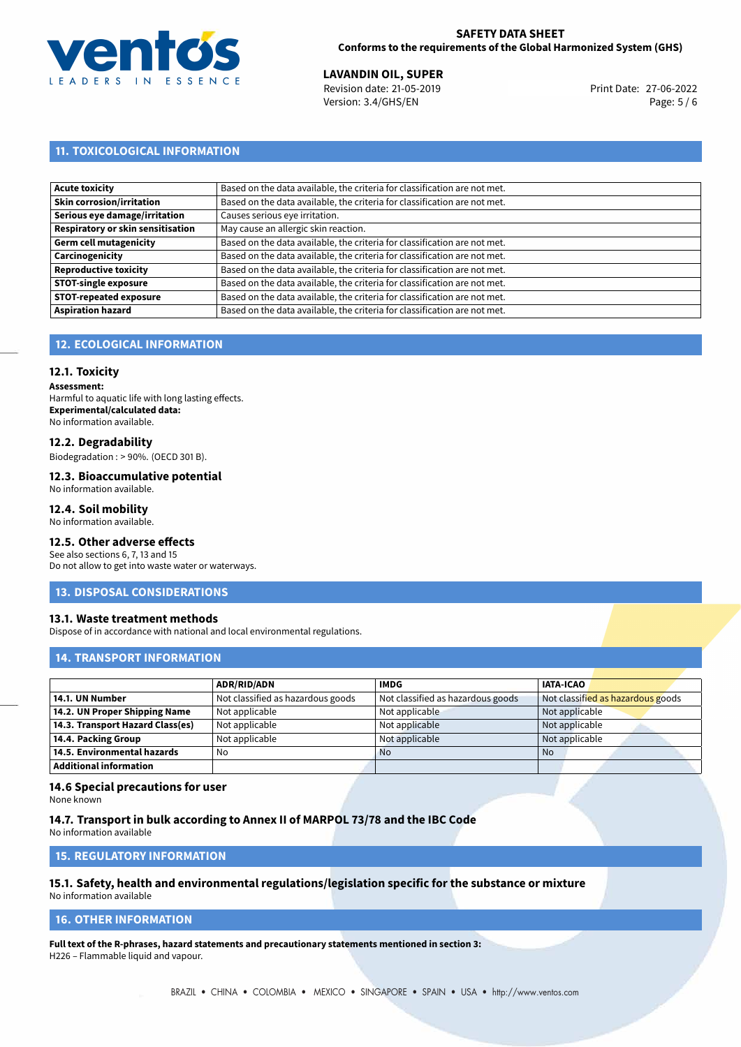## 11. TOXICOLOGICAL INFORMATION

| | |
|---|---|
| **Acute toxicity** | Based on the data available, the criteria for classification are not met. |
| **Skin corrosion/irritation** | Based on the data available, the criteria for classification are not met. |
| **Serious eye damage/irritation** | Causes serious eye irritation. |
| **Respiratory or skin sensitisation** | May cause an allergic skin reaction. |
| **Germ cell mutagenicity** | Based on the data available, the criteria for classification are not met. |
| **Carcinogenicity** | Based on the data available, the criteria for classification are not met. |
| **Reproductive toxicity** | Based on the data available, the criteria for classification are not met. |
| **STOT-single exposure** | Based on the data available, the criteria for classification are not met. |
| **STOT-repeated exposure** | Based on the data available, the criteria for classification are not met. |
| **Aspiration hazard** | Based on the data available, the criteria for classification are not met. |

## 12. ECOLOGICAL INFORMATION

### 12.1. Toxicity

**Assessment:**
Harmful to aquatic life with long lasting effects.
**Experimental/calculated data:**
No information available.

### 12.2. Degradability

Biodegradation : > 90%. (OECD 301 B).

### 12.3. Bioaccumulative potential

No information available.

### 12.4. Soil mobility

No information available.

### 12.5. Other adverse effects

See also sections 6, 7, 13 and 15
Do not allow to get into waste water or waterways.

## 13. DISPOSAL CONSIDERATIONS

### 13.1. Waste treatment methods

Dispose of in accordance with national and local environmental regulations.

## 14. TRANSPORT INFORMATION

| | ADR/RID/ADN | IMDG | IATA-ICAO |
|---|---|---|---|
| **14.1. UN Number** | Not classified as hazardous goods | Not classified as hazardous goods | Not classified as hazardous goods |
| **14.2. UN Proper Shipping Name** | Not applicable | Not applicable | Not applicable |
| **14.3. Transport Hazard Class(es)** | Not applicable | Not applicable | Not applicable |
| **14.4. Packing Group** | Not applicable | Not applicable | Not applicable |
| **14.5. Environmental hazards** | No | No | No |
| **Additional information** | | | |

### 14.6 Special precautions for user

None known

### 14.7. Transport in bulk according to Annex II of MARPOL 73/78 and the IBC Code

No information available

## 15. REGULATORY INFORMATION

### 15.1. Safety, health and environmental regulations/legislation specific for the substance or mixture

No information available

## 16. OTHER INFORMATION

**Full text of the R-phrases, hazard statements and precautionary statements mentioned in section 3:**
H226 – Flammable liquid and vapour.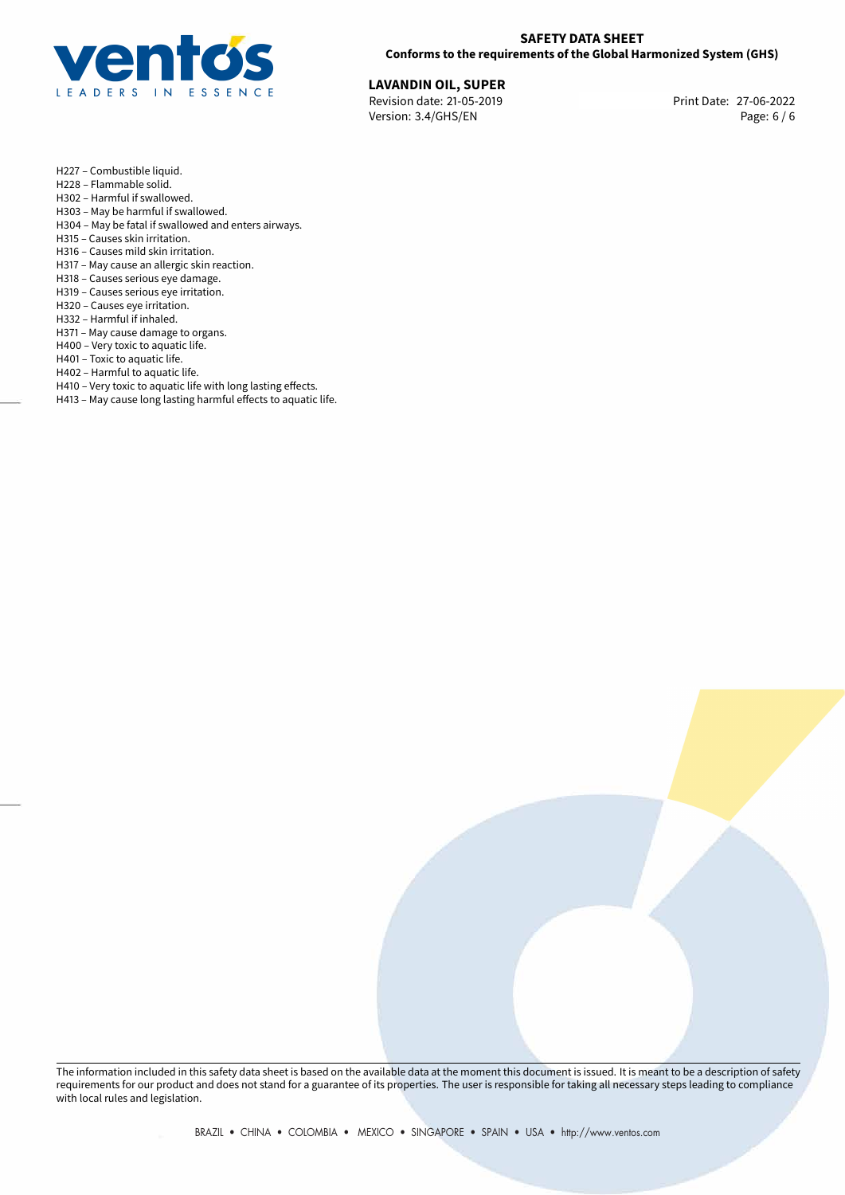H227 – Combustible liquid.
H228 – Flammable solid.
H302 – Harmful if swallowed.
H303 – May be harmful if swallowed.
H304 – May be fatal if swallowed and enters airways.
H315 – Causes skin irritation.
H316 – Causes mild skin irritation.
H317 – May cause an allergic skin reaction.
H318 – Causes serious eye damage.
H319 – Causes serious eye irritation.
H320 – Causes eye irritation.
H332 – Harmful if inhaled.
H371 – May cause damage to organs.
H400 – Very toxic to aquatic life.
H401 – Toxic to aquatic life.
H402 – Harmful to aquatic life.
H410 – Very toxic to aquatic life with long lasting effects.
H413 – May cause long lasting harmful effects to aquatic life.

The information included in this safety data sheet is based on the available data at the moment this document is issued. It is meant to be a description of safety requirements for our product and does not stand for a guarantee of its properties. The user is responsible for taking all necessary steps leading to compliance with local rules and legislation.